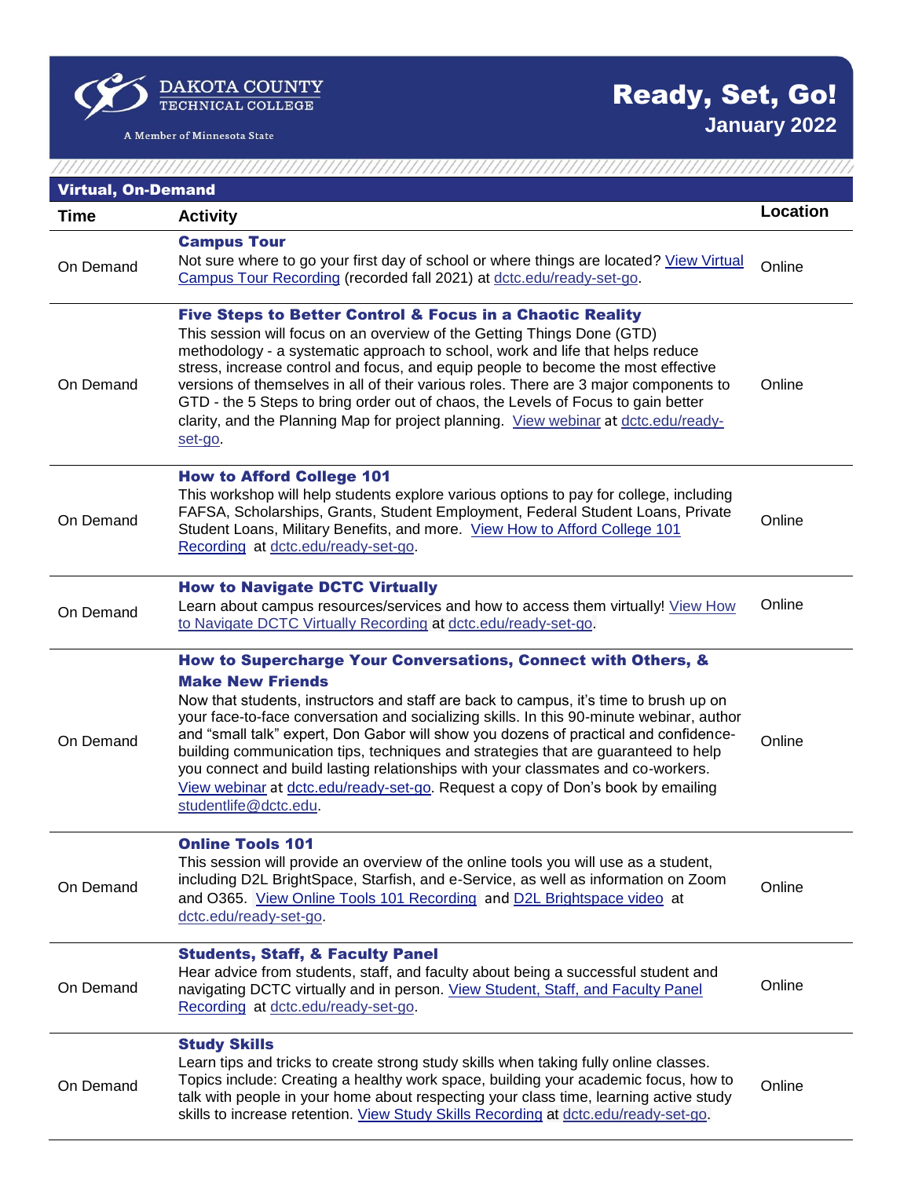DAKOTA COUNTY TECHNICAL COLLEGE

A Member of Minnesota State

# Ready, Set, Go!

## January 2022

### Virtual, On-Demand

| Time | Activity | Location |
|---|---|---|
| On Demand | **Campus Tour**<br>Not sure where to go your first day of school or where things are located? View Virtual Campus Tour Recording (recorded fall 2021) at dctc.edu/ready-set-go. | Online |
| On Demand | **Five Steps to Better Control & Focus in a Chaotic Reality**<br>This session will focus on an overview of the Getting Things Done (GTD) methodology - a systematic approach to school, work and life that helps reduce stress, increase control and focus, and equip people to become the most effective versions of themselves in all of their various roles. There are 3 major components to GTD - the 5 Steps to bring order out of chaos, the Levels of Focus to gain better clarity, and the Planning Map for project planning. View webinar at dctc.edu/ready-set-go. | Online |
| On Demand | **How to Afford College 101**<br>This workshop will help students explore various options to pay for college, including FAFSA, Scholarships, Grants, Student Employment, Federal Student Loans, Private Student Loans, Military Benefits, and more. View How to Afford College 101 Recording at dctc.edu/ready-set-go. | Online |
| On Demand | **How to Navigate DCTC Virtually**<br>Learn about campus resources/services and how to access them virtually! View How to Navigate DCTC Virtually Recording at dctc.edu/ready-set-go. | Online |
| On Demand | **How to Supercharge Your Conversations, Connect with Others, & Make New Friends**<br>Now that students, instructors and staff are back to campus, it's time to brush up on your face-to-face conversation and socializing skills. In this 90-minute webinar, author and "small talk" expert, Don Gabor will show you dozens of practical and confidence-building communication tips, techniques and strategies that are guaranteed to help you connect and build lasting relationships with your classmates and co-workers. View webinar at dctc.edu/ready-set-go. Request a copy of Don's book by emailing studentlife@dctc.edu. | Online |
| On Demand | **Online Tools 101**<br>This session will provide an overview of the online tools you will use as a student, including D2L BrightSpace, Starfish, and e-Service, as well as information on Zoom and O365. View Online Tools 101 Recording and D2L Brightspace video at dctc.edu/ready-set-go. | Online |
| On Demand | **Students, Staff, & Faculty Panel**<br>Hear advice from students, staff, and faculty about being a successful student and navigating DCTC virtually and in person. View Student, Staff, and Faculty Panel Recording at dctc.edu/ready-set-go. | Online |
| On Demand | **Study Skills**<br>Learn tips and tricks to create strong study skills when taking fully online classes. Topics include: Creating a healthy work space, building your academic focus, how to talk with people in your home about respecting your class time, learning active study skills to increase retention. View Study Skills Recording at dctc.edu/ready-set-go. | Online |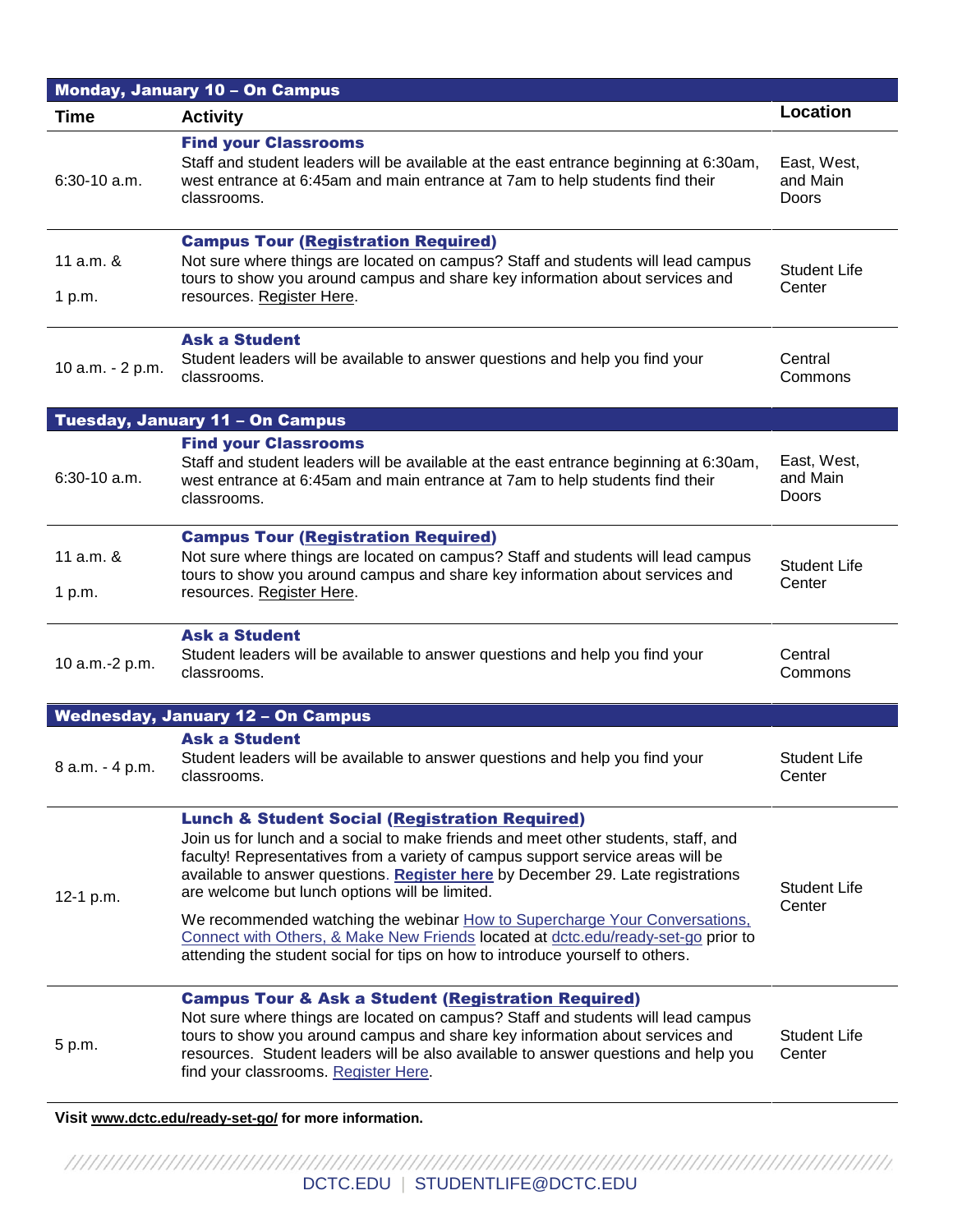| Time | Activity | Location |
|---|---|---|
| **Monday, January 10 – On Campus** | | |
| 6:30-10 a.m. | **Find your Classrooms** Staff and student leaders will be available at the east entrance beginning at 6:30am, west entrance at 6:45am and main entrance at 7am to help students find their classrooms. | East, West, and Main Doors |
| 11 a.m. & 1 p.m. | **Campus Tour (Registration Required)** Not sure where things are located on campus? Staff and students will lead campus tours to show you around campus and share key information about services and resources. Register Here. | Student Life Center |
| 10 a.m. - 2 p.m. | **Ask a Student** Student leaders will be available to answer questions and help you find your classrooms. | Central Commons |
| **Tuesday, January 11 – On Campus** | | |
| 6:30-10 a.m. | **Find your Classrooms** Staff and student leaders will be available at the east entrance beginning at 6:30am, west entrance at 6:45am and main entrance at 7am to help students find their classrooms. | East, West, and Main Doors |
| 11 a.m. & 1 p.m. | **Campus Tour (Registration Required)** Not sure where things are located on campus? Staff and students will lead campus tours to show you around campus and share key information about services and resources. Register Here. | Student Life Center |
| 10 a.m.-2 p.m. | **Ask a Student** Student leaders will be available to answer questions and help you find your classrooms. | Central Commons |
| **Wednesday, January 12 – On Campus** | | |
| 8 a.m. - 4 p.m. | **Ask a Student** Student leaders will be available to answer questions and help you find your classrooms. | Student Life Center |
| 12-1 p.m. | **Lunch & Student Social (Registration Required)** Join us for lunch and a social to make friends and meet other students, staff, and faculty! Representatives from a variety of campus support service areas will be available to answer questions. **Register here** by December 29. Late registrations are welcome but lunch options will be limited. We recommended watching the webinar How to Supercharge Your Conversations, Connect with Others, & Make New Friends located at dctc.edu/ready-set-go prior to attending the student social for tips on how to introduce yourself to others. | Student Life Center |
| 5 p.m. | **Campus Tour & Ask a Student (Registration Required)** Not sure where things are located on campus? Staff and students will lead campus tours to show you around campus and share key information about services and resources. Student leaders will be also available to answer questions and help you find your classrooms. Register Here. | Student Life Center |

**Visit www.dctc.edu/ready-set-go/ for more information.**

DCTC.EDU | STUDENTLIFE@DCTC.EDU